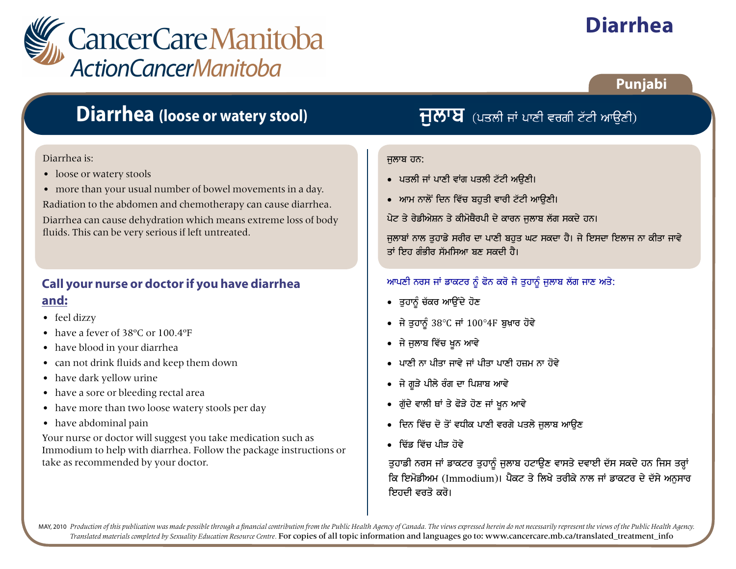# Diarrhea

Punjabi

## Diarrhea (loose or watery stool)

Diarrhea is:

- loose or watery stools
- more than your usual number of bowel movements in a day.

Radiation to the abdomen and chemotherapy can cause diarrhea.

Diarrhea can cause dehydration which means extreme loss of body fluids. This can be very serious if left untreated.

### Call your nurse or doctor if you have diarrhea <u>and:</u>

- feel dizzy
- have a fever of 38ºC or 100.4ºF
- have blood in your diarrhea
- can not drink fluids and keep them down
- have dark yellow urine
- have a sore or bleeding rectal area
- have more than two loose watery stools per day
- have abdominal pain

Your nurse or doctor will suggest you take medication such as Immodium to help with diarrhea. Follow the package instructions or take as recommended by your doctor.

## ਜੁਲਾਬ (ਪਤਲੀ ਜਾਂ ਪਾਣੀ ਵਰਗੀ ਟੱਟੀ ਆਉਣੀ)

ਜੁਲਾਬ ਹਨ:

- ਪਤਲੀ ਜਾਂ ਪਾਣੀ ਵਾਂਗ ਪਤਲੀ ਟੱਟੀ ਅਉਣੀ।
- ਆਮ ਨਾਲੋਂ ਦਿਨ ਵਿੱਚ ਬਹੁਤੀ ਵਾਰੀ ਟੱਟੀ ਆਉਣੀ।

ਪੇਟ ਤੇ ਰੇਡੀਐਸ਼ਨ ਤੇ ਕੀਮੋਥੈਰਪੀ ਦੇ ਕਾਰਨ ਜੁਲਾਬ ਲੱਗ ਸਕਦੇ ਹਨ।

ਜੁਲਾਬਾਂ ਨਾਲ ਤੁਹਾਡੇ ਸਰੀਰ ਦਾ ਪਾਣੀ ਬਹੁਤ ਘਟ ਸਕਦਾ ਹੈ। ਜੇ ਇਸਦਾ ਇਲਾਜ ਨਾ ਕੀਤਾ ਜਾਵੇ ਤਾਂ ਇਹ ਗੰਭੀਰ ਸੱਮਸਿਆ ਬਣ ਸਕਦੀ ਹੈ।

### ਆਪਣੀ ਨਰਸ ਜਾਂ ਡਾਕਟਰ ਨੂੰ ਫੋਨ ਕਰੋ ਜੇ ਤੁਹਾਨੂੰ ਜੁਲਾਬ ਲੱਗ ਜਾਣ ਅਤੇ:

- ਤੁਹਾਨੂੰ ਚੱਕਰ ਆਉਂਦੇ ਹੋਣ
- ਜੇ ਤੁਹਾਨੂੰ 38°C ਜਾਂ 100°4F ਬੁਖ਼ਾਰ ਹੋਵੇ
- ਜੇ ਜੁਲਾਬ ਵਿੱਚ ਖ਼ੂਨ ਆਵੇ
- ਪਾਣੀ ਨਾ ਪੀਤਾ ਜਾਵੇ ਜਾਂ ਪੀਤਾ ਪਾਣੀ ਹਜ਼ਮ ਨਾ ਹੋਵੇ
- ਜੇ ਗੂੜੇ ਪੀਲੇ ਰੰਗ ਦਾ ਪਿਸ਼ਾਬ ਆਵੇ
- ਗੁੱਦੇ ਵਾਲੀ ਥਾਂ ਤੇ ਫੋੜੇ ਹੋਣ ਜਾਂ ਖ਼ੂਨ ਆਵੇ
- ਦਿਨ ਵਿੱਚ ਦੋ ਤੋਂ ਵਧੀਕ ਪਾਣੀ ਵਰਗੇ ਪਤਲੇ ਜੁਲਾਬ ਆਉਣ
- ਢਿੱਡ ਵਿੱਚ ਪੀੜ ਹੋਵੇ

ਤੁਹਾਡੀ ਨਰਸ ਜਾਂ ਡਾਕਟਰ ਤੁਹਾਨੂੰ ਜੁਲਾਬ ਹਟਾਉਣ ਵਾਸਤੇ ਦਵਾਈ ਦੱਸ ਸਕਦੇ ਹਨ ਜਿਸ ਤਰ੍ਹਾਂ ਕਿ ਇਮੋਡੀਅਮ (Immodium)। ਪੈਕਟ ਤੇ ਲਿਖੇ ਤਰੀਕੇ ਨਾਲ ਜਾਂ ਡਾਕਟਰ ਦੇ ਦੱਸੇ ਅਨੁਸਾਰ ਇਹਦੀ ਵਰਤੋਂ ਕਰੋ।

MAY, 2010 *Production of this publication was made possible through a financial contribution from the Public Health Agency of Canada. The views expressed herein do not necessarily represent the views of the Public Health Agency. Translated materials completed by Sexuality Education Resource Centre.* For copies of all topic information and languages go to: www.cancercare.mb.ca/translated_treatment_info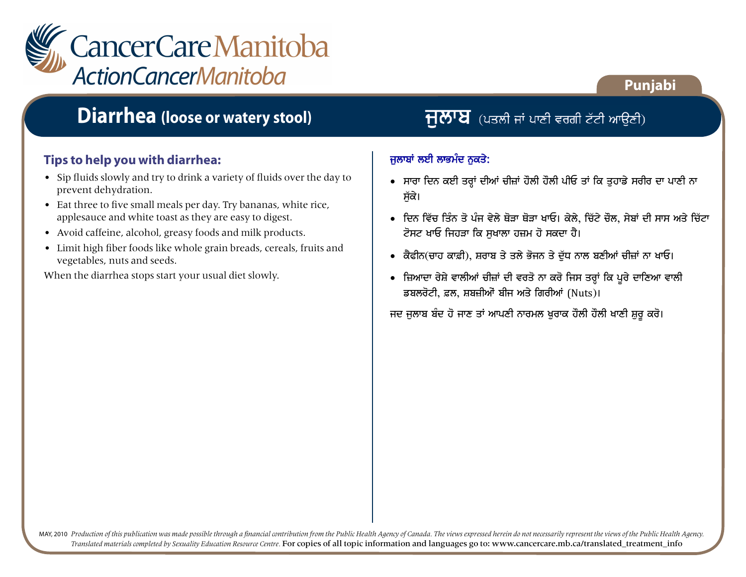Punjabi

# Diarrhea (loose or watery stool)

## Tips to help you with diarrhea:

- Sip fluids slowly and try to drink a variety of fluids over the day to prevent dehydration.
- Eat three to five small meals per day. Try bananas, white rice, applesauce and white toast as they are easy to digest.
- Avoid caffeine, alcohol, greasy foods and milk products.
- Limit high fiber foods like whole grain breads, cereals, fruits and vegetables, nuts and seeds.

When the diarrhea stops start your usual diet slowly.

# ਜੁਲਾਬ (ਪਤਲੀ ਜਾਂ ਪਾਣੀ ਵਰਗੀ ਟੱਟੀ ਆਉਣੀ)

## ਜੁਲਾਬਾਂ ਲਈ ਲਾਭਮੰਦ ਨੁਕਤੇ:

- ਸਾਰਾ ਦਿਨ ਕਈ ਤਰ੍ਹਾਂ ਦੀਆਂ ਚੀਜ਼ਾਂ ਹੌਲੀ ਹੌਲੀ ਪੀਓ ਤਾਂ ਕਿ ਤੁਹਾਡੇ ਸਰੀਰ ਦਾ ਪਾਣੀ ਨਾ ਸੁੱਕੇ।
- ਦਿਨ ਵਿੱਚ ਤਿੰਨ ਤੋ ਪੰਜ ਵੇਲੇ ਥੋੜਾ ਥੋੜਾ ਖਾਓ। ਕੇਲੇ, ਚਿੱਟੇ ਚੌਲ, ਸੇਬਾਂ ਦੀ ਸਾਸ ਅਤੇ ਚਿੱਟਾ ਟੋਸਟ ਖਾਓ ਜਿਹੜਾ ਕਿ ਸੁਖਾਲਾ ਹਜ਼ਮ ਹੋ ਸਕਦਾ ਹੈ।
- ਕੈਫੀਨ(ਚਾਹ ਕਾਫ਼ੀ), ਸ਼ਰਾਬ ਤੇ ਤਲੇ ਭੋਜਨ ਤੇ ਦੁੱਧ ਨਾਲ ਬਣੀਆਂ ਚੀਜ਼ਾਂ ਨਾ ਖਾਓ।
- ਜ਼ਿਆਦਾ ਰੇਸ਼ੇ ਵਾਲੀਆਂ ਚੀਜ਼ਾਂ ਦੀ ਵਰਤੋ ਨਾ ਕਰੋ ਜਿਸ ਤਰ੍ਹਾਂ ਕਿ ਪੂਰੇ ਦਾਣਿਆ ਵਾਲੀ ਡਬਲਰੋਟੀ, ਫ਼ਲ, ਸ਼ਬਜ਼ੀਔ ਬੀਜ ਅਤੇ ਗਿਰੀਆਂ (Nuts)।

ਜਦ ਜੁਲਾਬ ਬੰਦ ਹੋ ਜਾਣ ਤਾਂ ਆਪਣੀ ਨਾਰਮਲ ਖ਼ੁਰਾਕ ਹੌਲੀ ਹੌਲੀ ਖਾਣੀ ਸ਼ੁਰੂ ਕਰੋ।

MAY, 2010 *Production of this publication was made possible through a financial contribution from the Public Health Agency of Canada. The views expressed herein do not necessarily represent the views of the Public Health Agency. Translated materials completed by Sexuality Education Resource Centre.* For copies of all topic information and languages go to: www.cancercare.mb.ca/translated_treatment_info